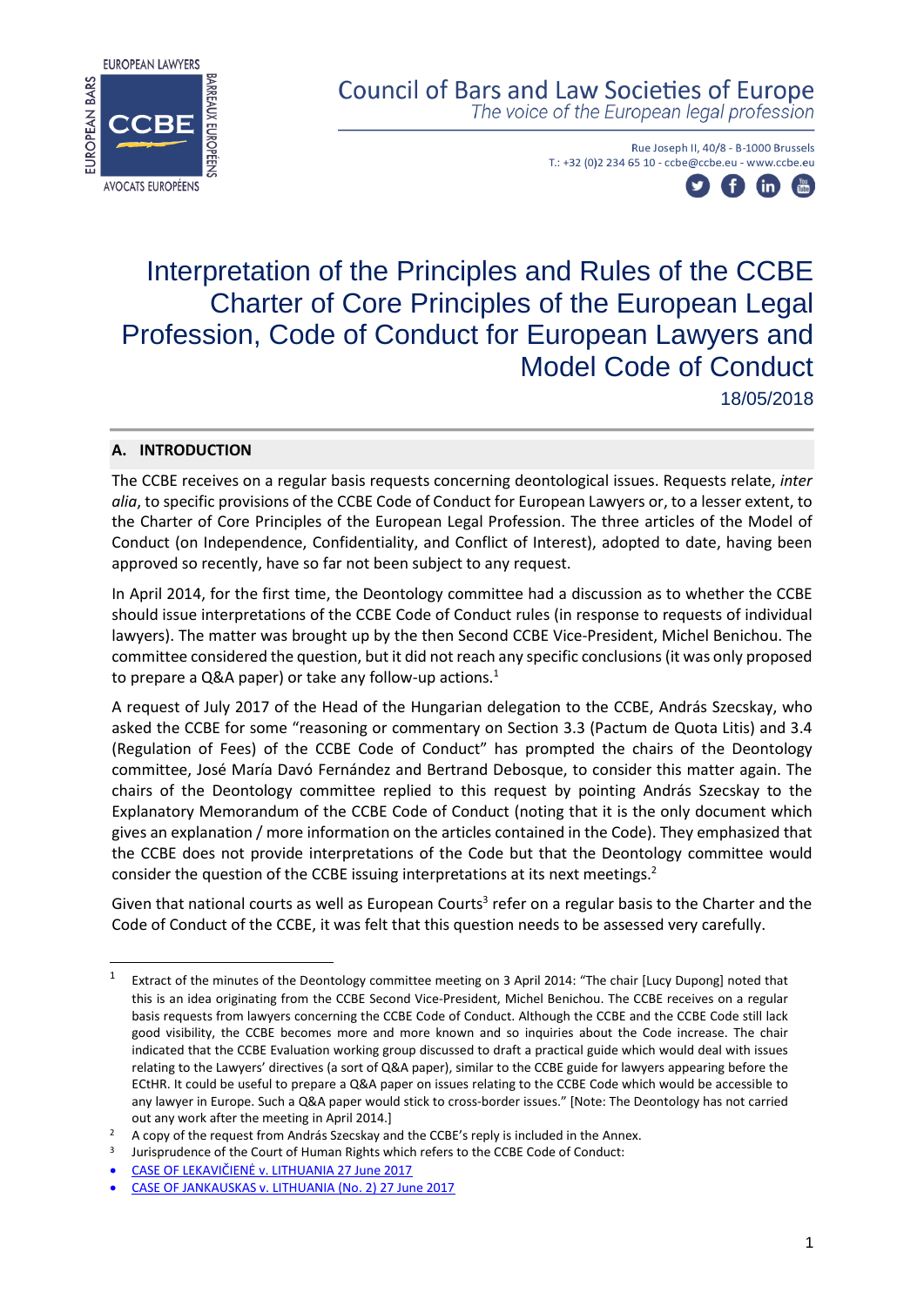Council of Bars and Law Societies of Europe
*The voice of the European legal profession*

Rue Joseph II, 40/8 - B-1000 Brussels
T.: +32 (0)2 234 65 10 - ccbe@ccbe.eu - www.ccbe.eu

# Interpretation of the Principles and Rules of the CCBE Charter of Core Principles of the European Legal Profession, Code of Conduct for European Lawyers and Model Code of Conduct

18/05/2018

## A. INTRODUCTION

The CCBE receives on a regular basis requests concerning deontological issues. Requests relate, *inter alia*, to specific provisions of the CCBE Code of Conduct for European Lawyers or, to a lesser extent, to the Charter of Core Principles of the European Legal Profession. The three articles of the Model of Conduct (on Independence, Confidentiality, and Conflict of Interest), adopted to date, having been approved so recently, have so far not been subject to any request.

In April 2014, for the first time, the Deontology committee had a discussion as to whether the CCBE should issue interpretations of the CCBE Code of Conduct rules (in response to requests of individual lawyers). The matter was brought up by the then Second CCBE Vice-President, Michel Benichou. The committee considered the question, but it did not reach any specific conclusions (it was only proposed to prepare a Q&A paper) or take any follow-up actions.[1]

A request of July 2017 of the Head of the Hungarian delegation to the CCBE, András Szecskay, who asked the CCBE for some "reasoning or commentary on Section 3.3 (Pactum de Quota Litis) and 3.4 (Regulation of Fees) of the CCBE Code of Conduct" has prompted the chairs of the Deontology committee, José María Davó Fernández and Bertrand Debosque, to consider this matter again. The chairs of the Deontology committee replied to this request by pointing András Szecskay to the Explanatory Memorandum of the CCBE Code of Conduct (noting that it is the only document which gives an explanation / more information on the articles contained in the Code). They emphasized that the CCBE does not provide interpretations of the Code but that the Deontology committee would consider the question of the CCBE issuing interpretations at its next meetings.[2]

Given that national courts as well as European Courts[3] refer on a regular basis to the Charter and the Code of Conduct of the CCBE, it was felt that this question needs to be assessed very carefully.

---

[1] Extract of the minutes of the Deontology committee meeting on 3 April 2014: "The chair [Lucy Dupong] noted that this is an idea originating from the CCBE Second Vice-President, Michel Benichou. The CCBE receives on a regular basis requests from lawyers concerning the CCBE Code of Conduct. Although the CCBE and the CCBE Code still lack good visibility, the CCBE becomes more and more known and so inquiries about the Code increase. The chair indicated that the CCBE Evaluation working group discussed to draft a practical guide which would deal with issues relating to the Lawyers' directives (a sort of Q&A paper), similar to the CCBE guide for lawyers appearing before the ECtHR. It could be useful to prepare a Q&A paper on issues relating to the CCBE Code which would be accessible to any lawyer in Europe. Such a Q&A paper would stick to cross-border issues." [Note: The Deontology has not carried out any work after the meeting in April 2014.]

[2] A copy of the request from András Szecskay and the CCBE's reply is included in the Annex.

[3] Jurisprudence of the Court of Human Rights which refers to the CCBE Code of Conduct:

- CASE OF LEKAVIČIENĖ v. LITHUANIA 27 June 2017
- CASE OF JANKAUSKAS v. LITHUANIA (No. 2) 27 June 2017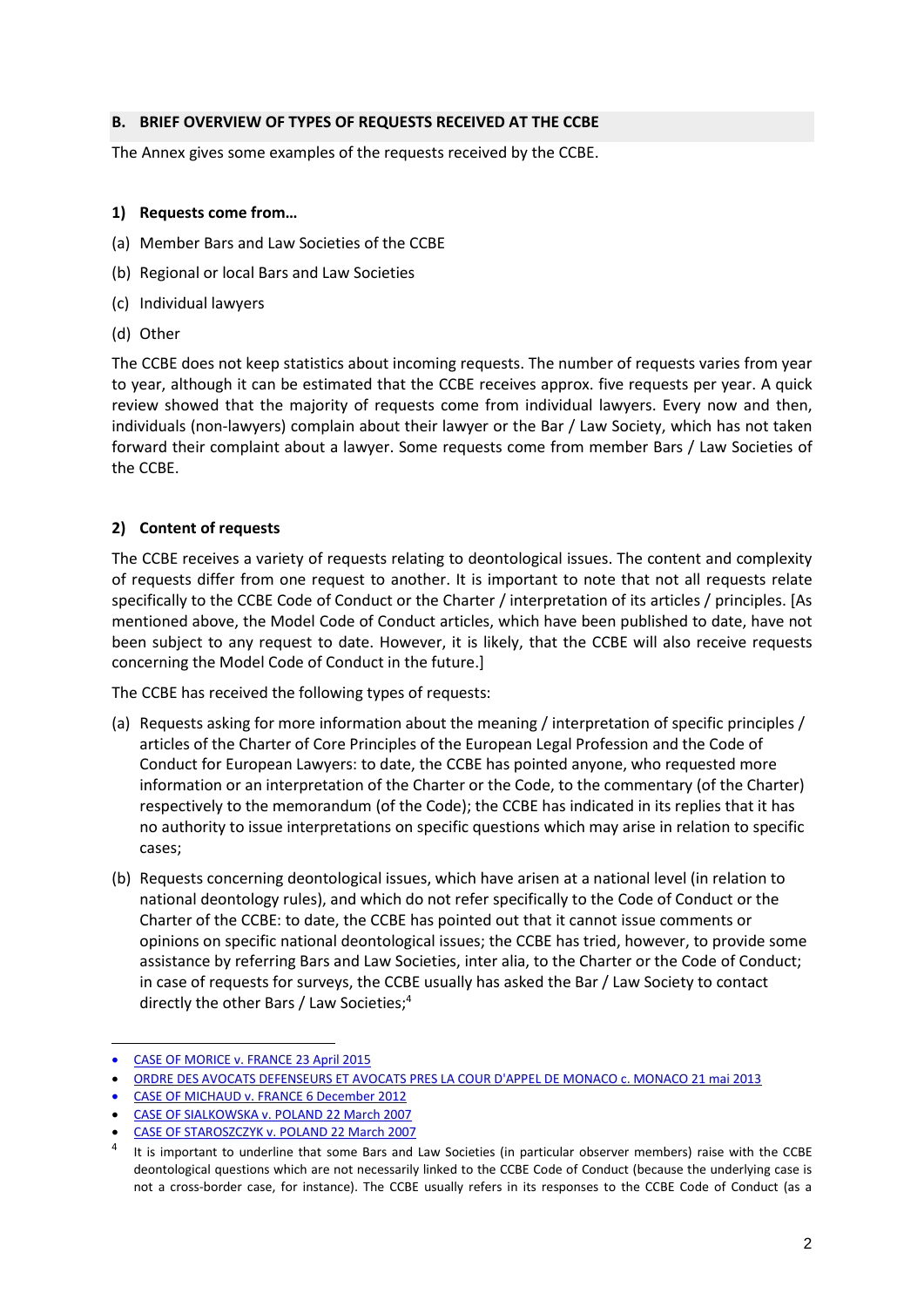## B. BRIEF OVERVIEW OF TYPES OF REQUESTS RECEIVED AT THE CCBE

The Annex gives some examples of the requests received by the CCBE.

### 1) Requests come from…

(a) Member Bars and Law Societies of the CCBE

(b) Regional or local Bars and Law Societies

(c) Individual lawyers

(d) Other

The CCBE does not keep statistics about incoming requests. The number of requests varies from year to year, although it can be estimated that the CCBE receives approx. five requests per year. A quick review showed that the majority of requests come from individual lawyers. Every now and then, individuals (non-lawyers) complain about their lawyer or the Bar / Law Society, which has not taken forward their complaint about a lawyer. Some requests come from member Bars / Law Societies of the CCBE.

### 2) Content of requests

The CCBE receives a variety of requests relating to deontological issues. The content and complexity of requests differ from one request to another. It is important to note that not all requests relate specifically to the CCBE Code of Conduct or the Charter / interpretation of its articles / principles. [As mentioned above, the Model Code of Conduct articles, which have been published to date, have not been subject to any request to date. However, it is likely, that the CCBE will also receive requests concerning the Model Code of Conduct in the future.]

The CCBE has received the following types of requests:

(a) Requests asking for more information about the meaning / interpretation of specific principles / articles of the Charter of Core Principles of the European Legal Profession and the Code of Conduct for European Lawyers: to date, the CCBE has pointed anyone, who requested more information or an interpretation of the Charter or the Code, to the commentary (of the Charter) respectively to the memorandum (of the Code); the CCBE has indicated in its replies that it has no authority to issue interpretations on specific questions which may arise in relation to specific cases;

(b) Requests concerning deontological issues, which have arisen at a national level (in relation to national deontology rules), and which do not refer specifically to the Code of Conduct or the Charter of the CCBE: to date, the CCBE has pointed out that it cannot issue comments or opinions on specific national deontological issues; the CCBE has tried, however, to provide some assistance by referring Bars and Law Societies, inter alia, to the Charter or the Code of Conduct; in case of requests for surveys, the CCBE usually has asked the Bar / Law Society to contact directly the other Bars / Law Societies;[4]

---

- CASE OF MORICE v. FRANCE 23 April 2015
- ORDRE DES AVOCATS DEFENSEURS ET AVOCATS PRES LA COUR D'APPEL DE MONACO c. MONACO 21 mai 2013
- CASE OF MICHAUD v. FRANCE 6 December 2012
- CASE OF SIALKOWSKA v. POLAND 22 March 2007
- CASE OF STAROSZCZYK v. POLAND 22 March 2007

[4] It is important to underline that some Bars and Law Societies (in particular observer members) raise with the CCBE deontological questions which are not necessarily linked to the CCBE Code of Conduct (because the underlying case is not a cross-border case, for instance). The CCBE usually refers in its responses to the CCBE Code of Conduct (as a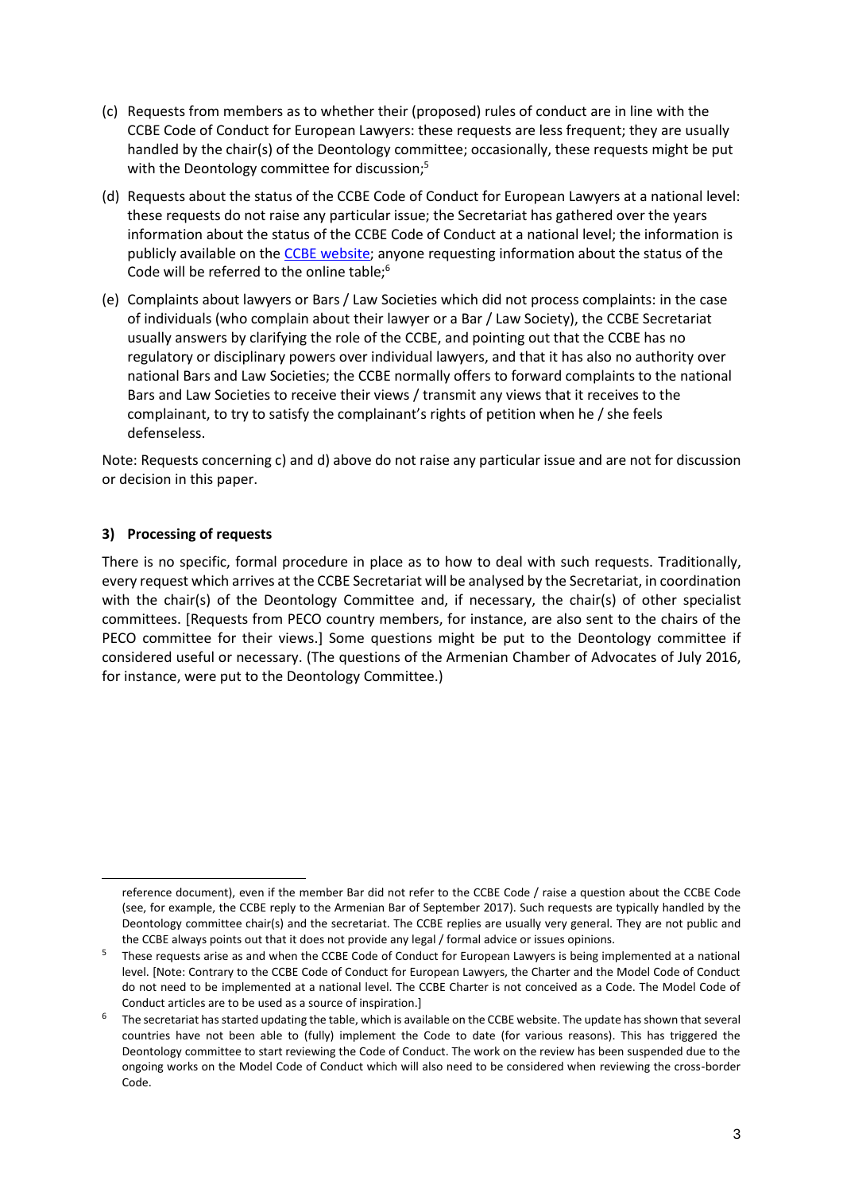(c) Requests from members as to whether their (proposed) rules of conduct are in line with the CCBE Code of Conduct for European Lawyers: these requests are less frequent; they are usually handled by the chair(s) of the Deontology committee; occasionally, these requests might be put with the Deontology committee for discussion;[5]

(d) Requests about the status of the CCBE Code of Conduct for European Lawyers at a national level: these requests do not raise any particular issue; the Secretariat has gathered over the years information about the status of the CCBE Code of Conduct at a national level; the information is publicly available on the CCBE website; anyone requesting information about the status of the Code will be referred to the online table;[6]

(e) Complaints about lawyers or Bars / Law Societies which did not process complaints: in the case of individuals (who complain about their lawyer or a Bar / Law Society), the CCBE Secretariat usually answers by clarifying the role of the CCBE, and pointing out that the CCBE has no regulatory or disciplinary powers over individual lawyers, and that it has also no authority over national Bars and Law Societies; the CCBE normally offers to forward complaints to the national Bars and Law Societies to receive their views / transmit any views that it receives to the complainant, to try to satisfy the complainant's rights of petition when he / she feels defenseless.

Note: Requests concerning c) and d) above do not raise any particular issue and are not for discussion or decision in this paper.

### 3) Processing of requests

There is no specific, formal procedure in place as to how to deal with such requests. Traditionally, every request which arrives at the CCBE Secretariat will be analysed by the Secretariat, in coordination with the chair(s) of the Deontology Committee and, if necessary, the chair(s) of other specialist committees. [Requests from PECO country members, for instance, are also sent to the chairs of the PECO committee for their views.] Some questions might be put to the Deontology committee if considered useful or necessary. (The questions of the Armenian Chamber of Advocates of July 2016, for instance, were put to the Deontology Committee.)

---

reference document), even if the member Bar did not refer to the CCBE Code / raise a question about the CCBE Code (see, for example, the CCBE reply to the Armenian Bar of September 2017). Such requests are typically handled by the Deontology committee chair(s) and the secretariat. The CCBE replies are usually very general. They are not public and the CCBE always points out that it does not provide any legal / formal advice or issues opinions.

[5] These requests arise as and when the CCBE Code of Conduct for European Lawyers is being implemented at a national level. [Note: Contrary to the CCBE Code of Conduct for European Lawyers, the Charter and the Model Code of Conduct do not need to be implemented at a national level. The CCBE Charter is not conceived as a Code. The Model Code of Conduct articles are to be used as a source of inspiration.]

[6] The secretariat has started updating the table, which is available on the CCBE website. The update has shown that several countries have not been able to (fully) implement the Code to date (for various reasons). This has triggered the Deontology committee to start reviewing the Code of Conduct. The work on the review has been suspended due to the ongoing works on the Model Code of Conduct which will also need to be considered when reviewing the cross-border Code.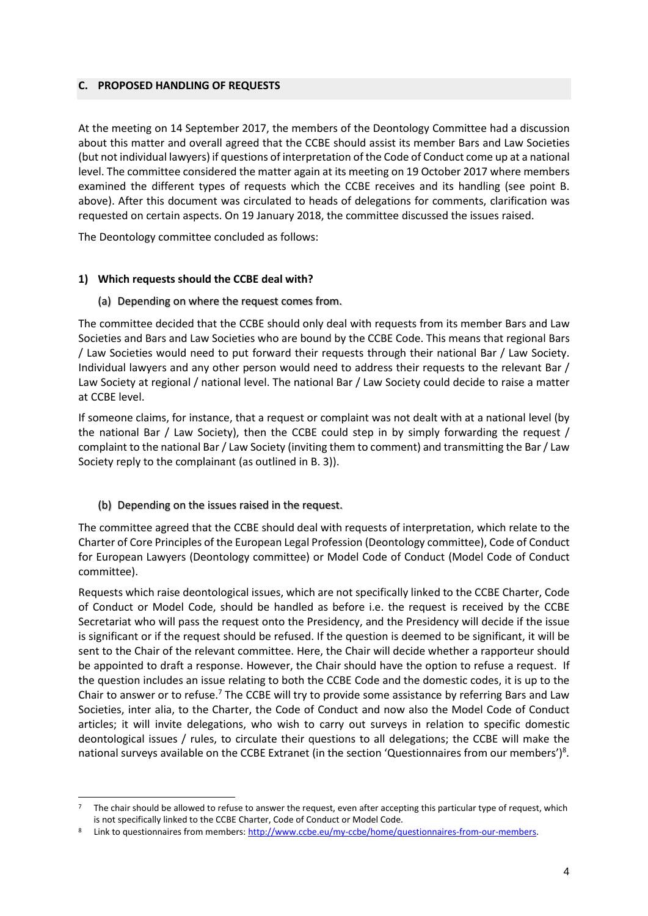## C. PROPOSED HANDLING OF REQUESTS

At the meeting on 14 September 2017, the members of the Deontology Committee had a discussion about this matter and overall agreed that the CCBE should assist its member Bars and Law Societies (but not individual lawyers) if questions of interpretation of the Code of Conduct come up at a national level. The committee considered the matter again at its meeting on 19 October 2017 where members examined the different types of requests which the CCBE receives and its handling (see point B. above). After this document was circulated to heads of delegations for comments, clarification was requested on certain aspects. On 19 January 2018, the committee discussed the issues raised.

The Deontology committee concluded as follows:

### 1) Which requests should the CCBE deal with?

#### (a) Depending on where the request comes from.

The committee decided that the CCBE should only deal with requests from its member Bars and Law Societies and Bars and Law Societies who are bound by the CCBE Code. This means that regional Bars / Law Societies would need to put forward their requests through their national Bar / Law Society. Individual lawyers and any other person would need to address their requests to the relevant Bar / Law Society at regional / national level. The national Bar / Law Society could decide to raise a matter at CCBE level.

If someone claims, for instance, that a request or complaint was not dealt with at a national level (by the national Bar / Law Society), then the CCBE could step in by simply forwarding the request / complaint to the national Bar / Law Society (inviting them to comment) and transmitting the Bar / Law Society reply to the complainant (as outlined in B. 3)).

#### (b) Depending on the issues raised in the request.

The committee agreed that the CCBE should deal with requests of interpretation, which relate to the Charter of Core Principles of the European Legal Profession (Deontology committee), Code of Conduct for European Lawyers (Deontology committee) or Model Code of Conduct (Model Code of Conduct committee).

Requests which raise deontological issues, which are not specifically linked to the CCBE Charter, Code of Conduct or Model Code, should be handled as before i.e. the request is received by the CCBE Secretariat who will pass the request onto the Presidency, and the Presidency will decide if the issue is significant or if the request should be refused. If the question is deemed to be significant, it will be sent to the Chair of the relevant committee. Here, the Chair will decide whether a rapporteur should be appointed to draft a response. However, the Chair should have the option to refuse a request. If the question includes an issue relating to both the CCBE Code and the domestic codes, it is up to the Chair to answer or to refuse.[7] The CCBE will try to provide some assistance by referring Bars and Law Societies, inter alia, to the Charter, the Code of Conduct and now also the Model Code of Conduct articles; it will invite delegations, who wish to carry out surveys in relation to specific domestic deontological issues / rules, to circulate their questions to all delegations; the CCBE will make the national surveys available on the CCBE Extranet (in the section 'Questionnaires from our members')[8].

---

[7] The chair should be allowed to refuse to answer the request, even after accepting this particular type of request, which is not specifically linked to the CCBE Charter, Code of Conduct or Model Code.

[8] Link to questionnaires from members: http://www.ccbe.eu/my-ccbe/home/questionnaires-from-our-members.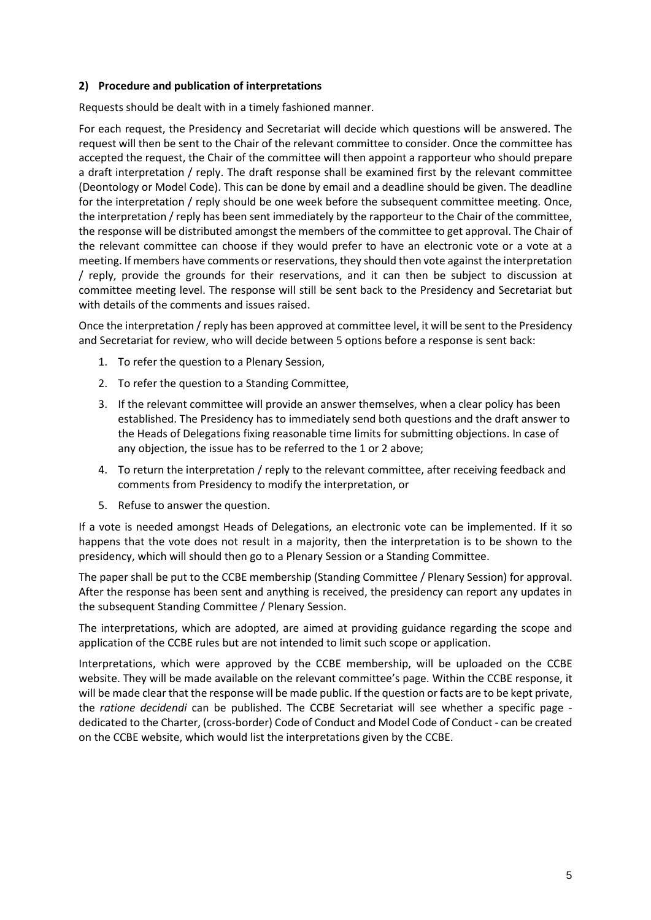**2) Procedure and publication of interpretations**

Requests should be dealt with in a timely fashioned manner.

For each request, the Presidency and Secretariat will decide which questions will be answered. The request will then be sent to the Chair of the relevant committee to consider. Once the committee has accepted the request, the Chair of the committee will then appoint a rapporteur who should prepare a draft interpretation / reply. The draft response shall be examined first by the relevant committee (Deontology or Model Code). This can be done by email and a deadline should be given. The deadline for the interpretation / reply should be one week before the subsequent committee meeting. Once, the interpretation / reply has been sent immediately by the rapporteur to the Chair of the committee, the response will be distributed amongst the members of the committee to get approval. The Chair of the relevant committee can choose if they would prefer to have an electronic vote or a vote at a meeting. If members have comments or reservations, they should then vote against the interpretation / reply, provide the grounds for their reservations, and it can then be subject to discussion at committee meeting level. The response will still be sent back to the Presidency and Secretariat but with details of the comments and issues raised.

Once the interpretation / reply has been approved at committee level, it will be sent to the Presidency and Secretariat for review, who will decide between 5 options before a response is sent back:

1. To refer the question to a Plenary Session,
2. To refer the question to a Standing Committee,
3. If the relevant committee will provide an answer themselves, when a clear policy has been established. The Presidency has to immediately send both questions and the draft answer to the Heads of Delegations fixing reasonable time limits for submitting objections. In case of any objection, the issue has to be referred to the 1 or 2 above;
4. To return the interpretation / reply to the relevant committee, after receiving feedback and comments from Presidency to modify the interpretation, or
5. Refuse to answer the question.

If a vote is needed amongst Heads of Delegations, an electronic vote can be implemented. If it so happens that the vote does not result in a majority, then the interpretation is to be shown to the presidency, which will should then go to a Plenary Session or a Standing Committee.

The paper shall be put to the CCBE membership (Standing Committee / Plenary Session) for approval. After the response has been sent and anything is received, the presidency can report any updates in the subsequent Standing Committee / Plenary Session.

The interpretations, which are adopted, are aimed at providing guidance regarding the scope and application of the CCBE rules but are not intended to limit such scope or application.

Interpretations, which were approved by the CCBE membership, will be uploaded on the CCBE website. They will be made available on the relevant committee's page. Within the CCBE response, it will be made clear that the response will be made public. If the question or facts are to be kept private, the *ratione decidendi* can be published. The CCBE Secretariat will see whether a specific page - dedicated to the Charter, (cross-border) Code of Conduct and Model Code of Conduct - can be created on the CCBE website, which would list the interpretations given by the CCBE.